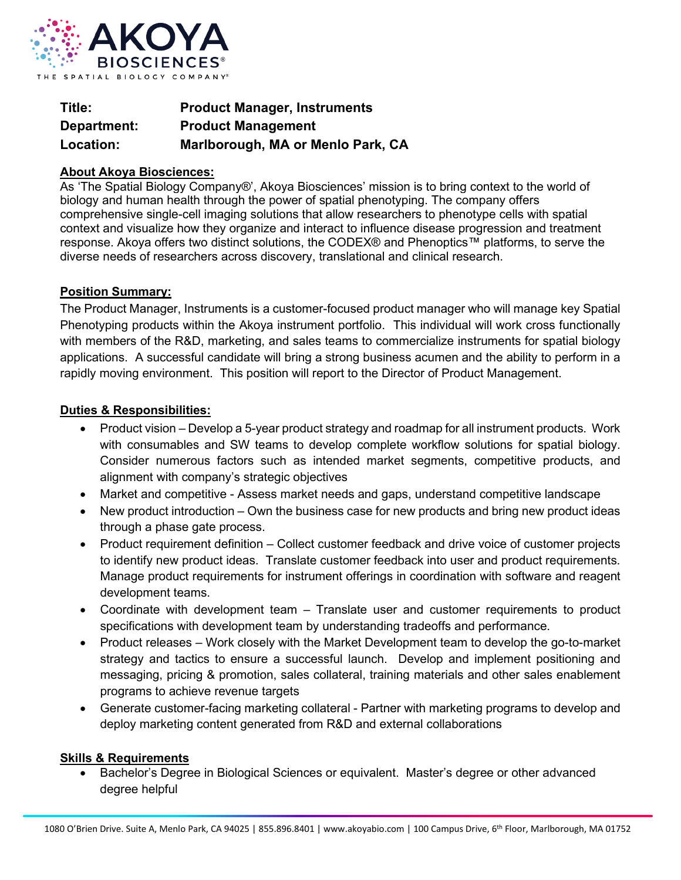**Title:** **Product Manager, Instruments**
**Department:** **Product Management**
**Location:** **Marlborough, MA or Menlo Park, CA**

**About Akoya Biosciences:**

As 'The Spatial Biology Company®', Akoya Biosciences' mission is to bring context to the world of biology and human health through the power of spatial phenotyping. The company offers comprehensive single-cell imaging solutions that allow researchers to phenotype cells with spatial context and visualize how they organize and interact to influence disease progression and treatment response. Akoya offers two distinct solutions, the CODEX® and Phenoptics™ platforms, to serve the diverse needs of researchers across discovery, translational and clinical research.

**Position Summary:**

The Product Manager, Instruments is a customer-focused product manager who will manage key Spatial Phenotyping products within the Akoya instrument portfolio. This individual will work cross functionally with members of the R&D, marketing, and sales teams to commercialize instruments for spatial biology applications. A successful candidate will bring a strong business acumen and the ability to perform in a rapidly moving environment. This position will report to the Director of Product Management.

**Duties & Responsibilities:**

- Product vision – Develop a 5-year product strategy and roadmap for all instrument products. Work with consumables and SW teams to develop complete workflow solutions for spatial biology. Consider numerous factors such as intended market segments, competitive products, and alignment with company's strategic objectives
- Market and competitive - Assess market needs and gaps, understand competitive landscape
- New product introduction – Own the business case for new products and bring new product ideas through a phase gate process.
- Product requirement definition – Collect customer feedback and drive voice of customer projects to identify new product ideas. Translate customer feedback into user and product requirements. Manage product requirements for instrument offerings in coordination with software and reagent development teams.
- Coordinate with development team – Translate user and customer requirements to product specifications with development team by understanding tradeoffs and performance.
- Product releases – Work closely with the Market Development team to develop the go-to-market strategy and tactics to ensure a successful launch. Develop and implement positioning and messaging, pricing & promotion, sales collateral, training materials and other sales enablement programs to achieve revenue targets
- Generate customer-facing marketing collateral - Partner with marketing programs to develop and deploy marketing content generated from R&D and external collaborations

**Skills & Requirements**

- Bachelor's Degree in Biological Sciences or equivalent. Master's degree or other advanced degree helpful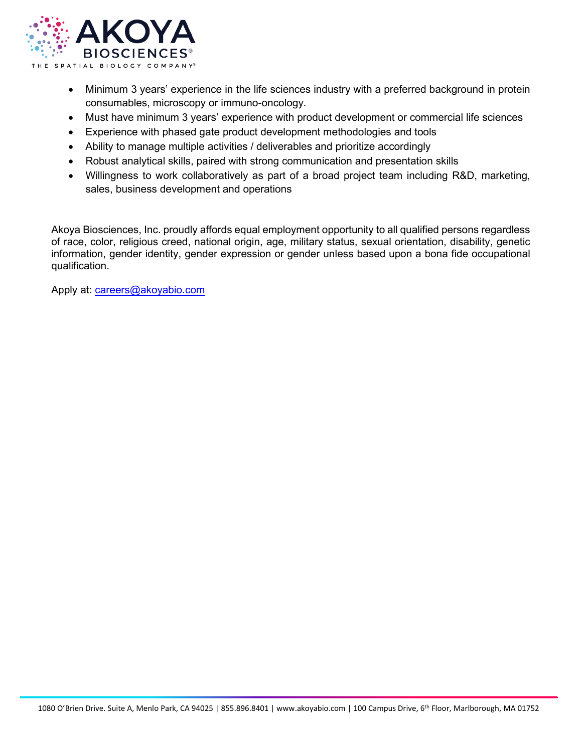- Minimum 3 years' experience in the life sciences industry with a preferred background in protein consumables, microscopy or immuno-oncology.
- Must have minimum 3 years' experience with product development or commercial life sciences
- Experience with phased gate product development methodologies and tools
- Ability to manage multiple activities / deliverables and prioritize accordingly
- Robust analytical skills, paired with strong communication and presentation skills
- Willingness to work collaboratively as part of a broad project team including R&D, marketing, sales, business development and operations

Akoya Biosciences, Inc. proudly affords equal employment opportunity to all qualified persons regardless of race, color, religious creed, national origin, age, military status, sexual orientation, disability, genetic information, gender identity, gender expression or gender unless based upon a bona fide occupational qualification.

Apply at: careers@akoyabio.com